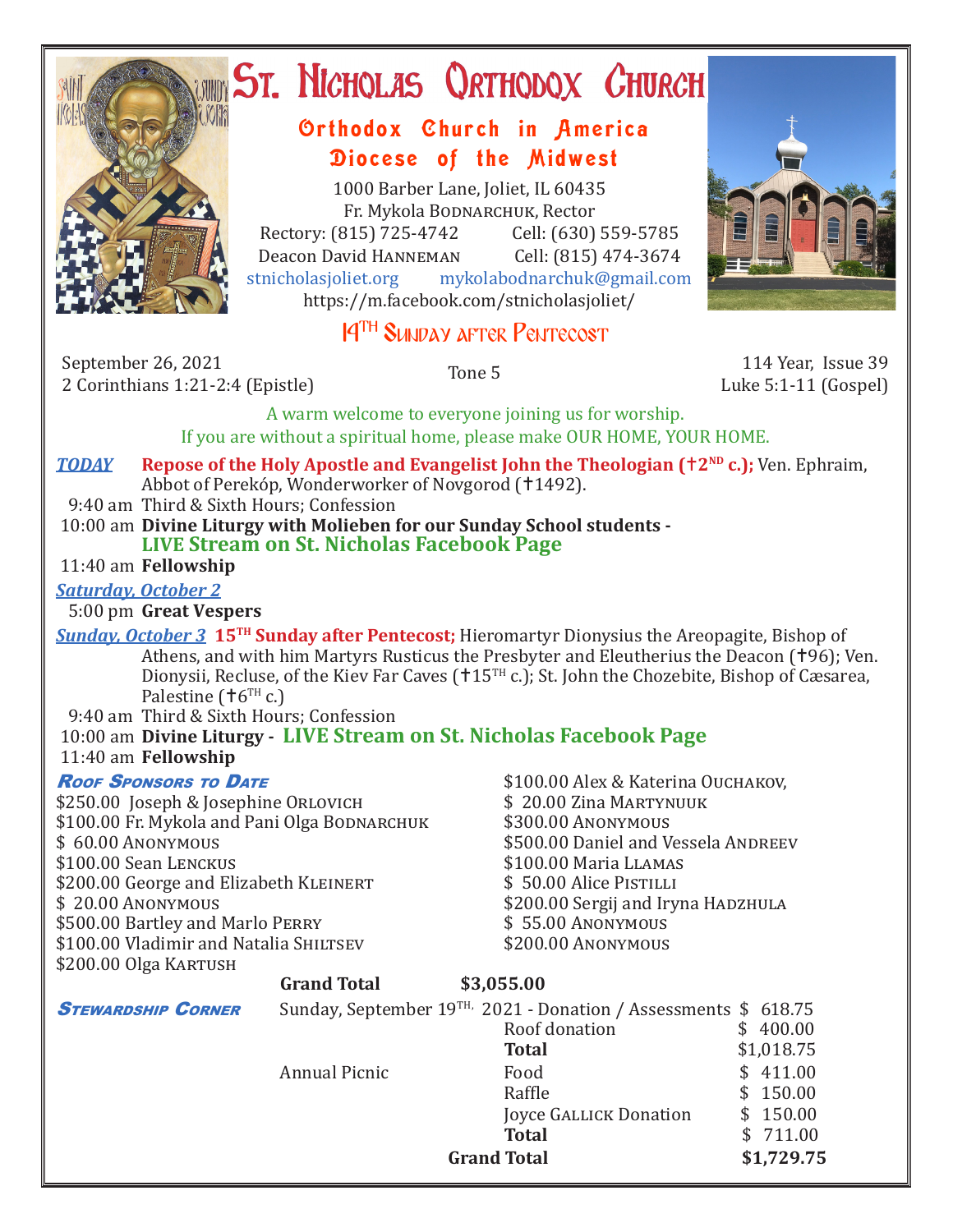# St. Nicholas Orthodox Church

## Orthodox Church in America
## Diocese of the Midwest

1000 Barber Lane, Joliet, IL 60435
Fr. Mykola Bodnarchuk, Rector
Rectory: (815) 725-4742 Cell: (630) 559-5785
Deacon David Hanneman Cell: (815) 474-3674
stnicholasjoliet.org mykolabodnarchuk@gmail.com
https://m.facebook.com/stnicholasjoliet/

## 14TH Sunday after Pentecost

September 26, 2021
2 Corinthians 1:21-2:4 (Epistle)

Tone 5

114 Year, Issue 39
Luke 5:1-11 (Gospel)

A warm welcome to everyone joining us for worship.
If you are without a spiritual home, please make OUR HOME, YOUR HOME.

***TODAY*** **Repose of the Holy Apostle and Evangelist John the Theologian (†2ND c.);** Ven. Ephraim, Abbot of Perekóp, Wonderworker of Novgorod (†1492).

9:40 am Third & Sixth Hours; Confession
10:00 am **Divine Liturgy with Molieben for our Sunday School students - LIVE Stream on St. Nicholas Facebook Page**
11:40 am **Fellowship**

***Saturday, October 2***

5:00 pm **Great Vespers**

***Sunday, October 3*** **15TH Sunday after Pentecost;** Hieromartyr Dionysius the Areopagite, Bishop of Athens, and with him Martyrs Rusticus the Presbyter and Eleutherius the Deacon (†96); Ven. Dionysii, Recluse, of the Kiev Far Caves (†15TH c.); St. John the Chozebite, Bishop of Cæsarea, Palestine (†6TH c.)

9:40 am Third & Sixth Hours; Confession
10:00 am **Divine Liturgy - LIVE Stream on St. Nicholas Facebook Page**
11:40 am **Fellowship**

### Roof Sponsors to Date

$250.00 Joseph & Josephine Orlovich
$100.00 Fr. Mykola and Pani Olga Bodnarchuk
$ 60.00 Anonymous
$100.00 Sean Lenckus
$200.00 George and Elizabeth Kleinert
$ 20.00 Anonymous
$500.00 Bartley and Marlo Perry
$100.00 Vladimir and Natalia Shiltsev
$200.00 Olga Kartush
$100.00 Alex & Katerina Ouchakov,
$ 20.00 Zina Martynuuk
$300.00 Anonymous
$500.00 Daniel and Vessela Andreev
$100.00 Maria Llamas
$ 50.00 Alice Pistilli
$200.00 Sergij and Iryna Hadzhula
$ 55.00 Anonymous
$200.00 Anonymous

**Grand Total $3,055.00**

### Stewardship Corner

| | | |
|---|---|---|
| Sunday, September 19TH, 2021 - | Donation / Assessments | $ 618.75 |
| | Roof donation | $ 400.00 |
| | **Total** | $1,018.75 |
| Annual Picnic | Food | $ 411.00 |
| | Raffle | $ 150.00 |
| | Joyce Gallick Donation | $ 150.00 |
| | **Total** | $ 711.00 |
| | **Grand Total** | **$1,729.75** |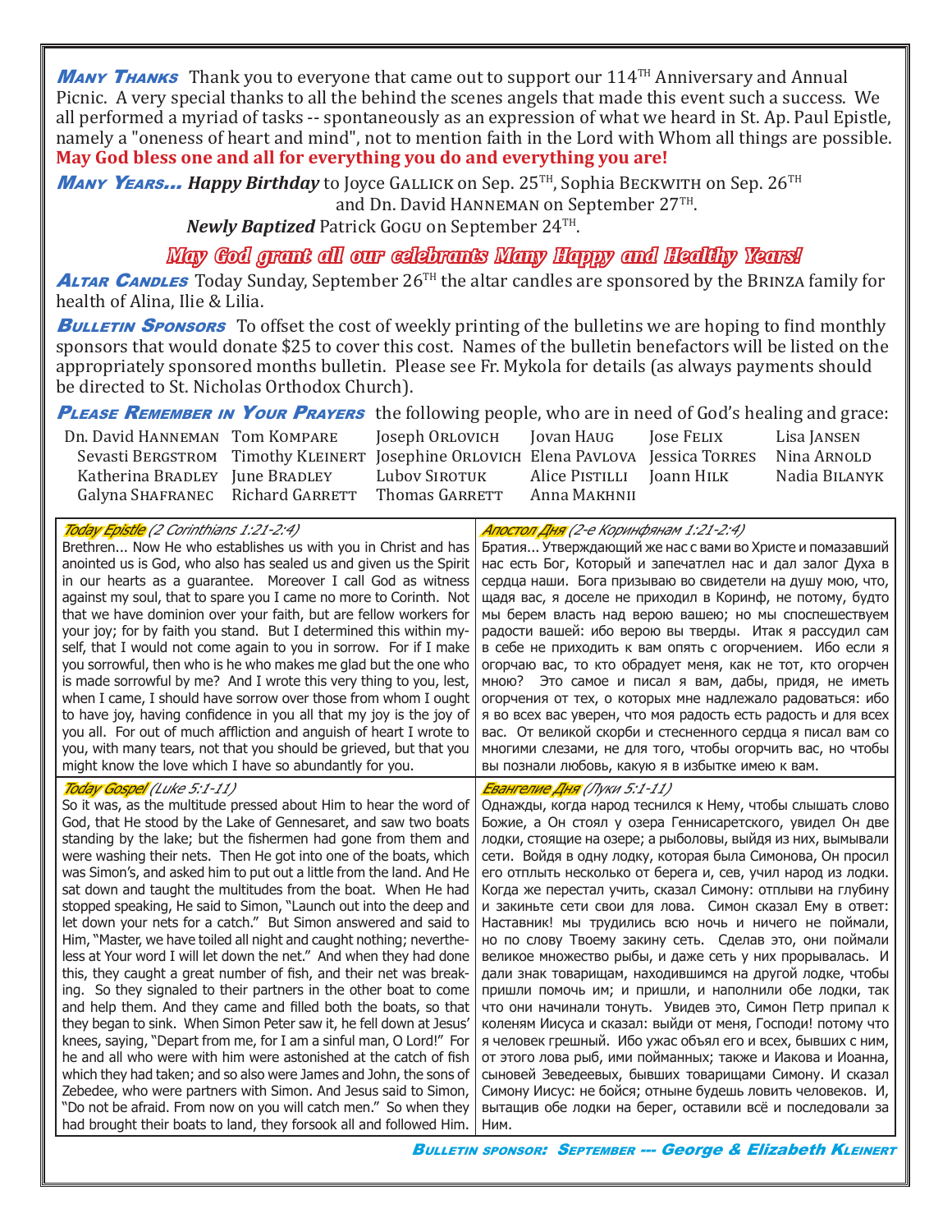**Many Thanks** Thank you to everyone that came out to support our 114TH Anniversary and Annual Picnic. A very special thanks to all the behind the scenes angels that made this event such a success. We all performed a myriad of tasks -- spontaneously as an expression of what we heard in St. Ap. Paul Epistle, namely a "oneness of heart and mind", not to mention faith in the Lord with Whom all things are possible. **May God bless one and all for everything you do and everything you are!**

**Many Years...** ***Happy Birthday*** to Joyce Gallick on Sep. 25TH, Sophia Beckwith on Sep. 26TH and Dn. David Hanneman on September 27TH.

***Newly Baptized*** Patrick Gogu on September 24TH.

***May God grant all our celebrants Many Happy and Healthy Years!***

**Altar Candles** Today Sunday, September 26TH the altar candles are sponsored by the Brinza family for health of Alina, Ilie & Lilia.

**Bulletin Sponsors** To offset the cost of weekly printing of the bulletins we are hoping to find monthly sponsors that would donate $25 to cover this cost. Names of the bulletin benefactors will be listed on the appropriately sponsored months bulletin. Please see Fr. Mykola for details (as always payments should be directed to St. Nicholas Orthodox Church).

**Please Remember in Your Prayers** the following people, who are in need of God's healing and grace:

| | | | | | |
|---|---|---|---|---|---|
| Dn. David Hanneman | Tom Kompare | Joseph Orlovich | Jovan Haug | Jose Felix | Lisa Jansen |
| Sevasti Bergstrom | Timothy Kleinert | Josephine Orlovich | Elena Pavlova | Jessica Torres | Nina Arnold |
| Katherina Bradley | June Bradley | Lubov Sirotuk | Alice Pistilli | Joann Hilk | Nadia Bilanyk |
| Galyna Shafranec | Richard Garrett | Thomas Garrett | Anna Makhnii | | |

*Today Epistle (2 Corinthians 1:21-2:4)*

Brethren... Now He who establishes us with you in Christ and has anointed us is God, who also has sealed us and given us the Spirit in our hearts as a guarantee. Moreover I call God as witness against my soul, that to spare you I came no more to Corinth. Not that we have dominion over your faith, but are fellow workers for your joy; for by faith you stand. But I determined this within myself, that I would not come again to you in sorrow. For if I make you sorrowful, then who is he who makes me glad but the one who is made sorrowful by me? And I wrote this very thing to you, lest, when I came, I should have sorrow over those from whom I ought to have joy, having confidence in you all that my joy is the joy of you all. For out of much affliction and anguish of heart I wrote to you, with many tears, not that you should be grieved, but that you might know the love which I have so abundantly for you.

*Апостол Дня (2-е Коринфянам 1:21-2:4)*

Братия... Утверждающий же нас с вами во Христе и помазавший нас есть Бог, Который и запечатлел нас и дал залог Духа в сердца наши. Бога призываю во свидетели на душу мою, что, щадя вас, я доселе не приходил в Коринф, не потому, будто мы берем власть над верою вашею; но мы споспешествуем радости вашей: ибо верою вы тверды. Итак я рассудил сам в себе не приходить к вам опять с огорчением. Ибо если я огорчаю вас, то кто обрадует меня, как не тот, кто огорчен мною? Это самое и писал я вам, дабы, придя, не иметь огорчения от тех, о которых мне надлежало радоваться: ибо я во всех вас уверен, что моя радость есть радость и для всех вас. От великой скорби и стесненного сердца я писал вам со многими слезами, не для того, чтобы огорчить вас, но чтобы вы познали любовь, какую я в избытке имею к вам.

*Today Gospel (Luke 5:1-11)*

So it was, as the multitude pressed about Him to hear the word of God, that He stood by the Lake of Gennesaret, and saw two boats standing by the lake; but the fishermen had gone from them and were washing their nets. Then He got into one of the boats, which was Simon's, and asked him to put out a little from the land. And He sat down and taught the multitudes from the boat. When He had stopped speaking, He said to Simon, "Launch out into the deep and let down your nets for a catch." But Simon answered and said to Him, "Master, we have toiled all night and caught nothing; nevertheless at Your word I will let down the net." And when they had done this, they caught a great number of fish, and their net was breaking. So they signaled to their partners in the other boat to come and help them. And they came and filled both the boats, so that they began to sink. When Simon Peter saw it, he fell down at Jesus' knees, saying, "Depart from me, for I am a sinful man, O Lord!" For he and all who were with him were astonished at the catch of fish which they had taken; and so also were James and John, the sons of Zebedee, who were partners with Simon. And Jesus said to Simon, "Do not be afraid. From now on you will catch men." So when they had brought their boats to land, they forsook all and followed Him.

*Евангелие Дня (Луки 5:1-11)*

Однажды, когда народ теснился к Нему, чтобы слышать слово Божие, а Он стоял у озера Геннисаретского, увидел Он две лодки, стоящие на озере; а рыболовы, выйдя из них, вымывали сети. Войдя в одну лодку, которая была Симонова, Он просил его отплыть несколько от берега и, сев, учил народ из лодки. Когда же перестал учить, сказал Симону: отплыви на глубину и закиньте сети свои для лова. Симон сказал Ему в ответ: Наставник! мы трудились всю ночь и ничего не поймали, но по слову Твоему закину сеть. Сделав это, они поймали великое множество рыбы, и даже сеть у них прорывалась. И дали знак товарищам, находившимся на другой лодке, чтобы пришли помочь им; и пришли, и наполнили обе лодки, так что они начинали тонуть. Увидев это, Симон Петр припал к коленям Иисуса и сказал: выйди от меня, Господи! потому что я человек грешный. Ибо ужас объял его и всех, бывших с ним, от этого лова рыб, ими пойманных; также и Иакова и Иоанна, сыновей Зеведеевых, бывших товарищами Симону. И сказал Симону Иисус: не бойся; отныне будешь ловить человеков. И, вытащив обе лодки на берег, оставили всё и последовали за Ним.

**Bulletin sponsor: September --- George & Elizabeth Kleinert**